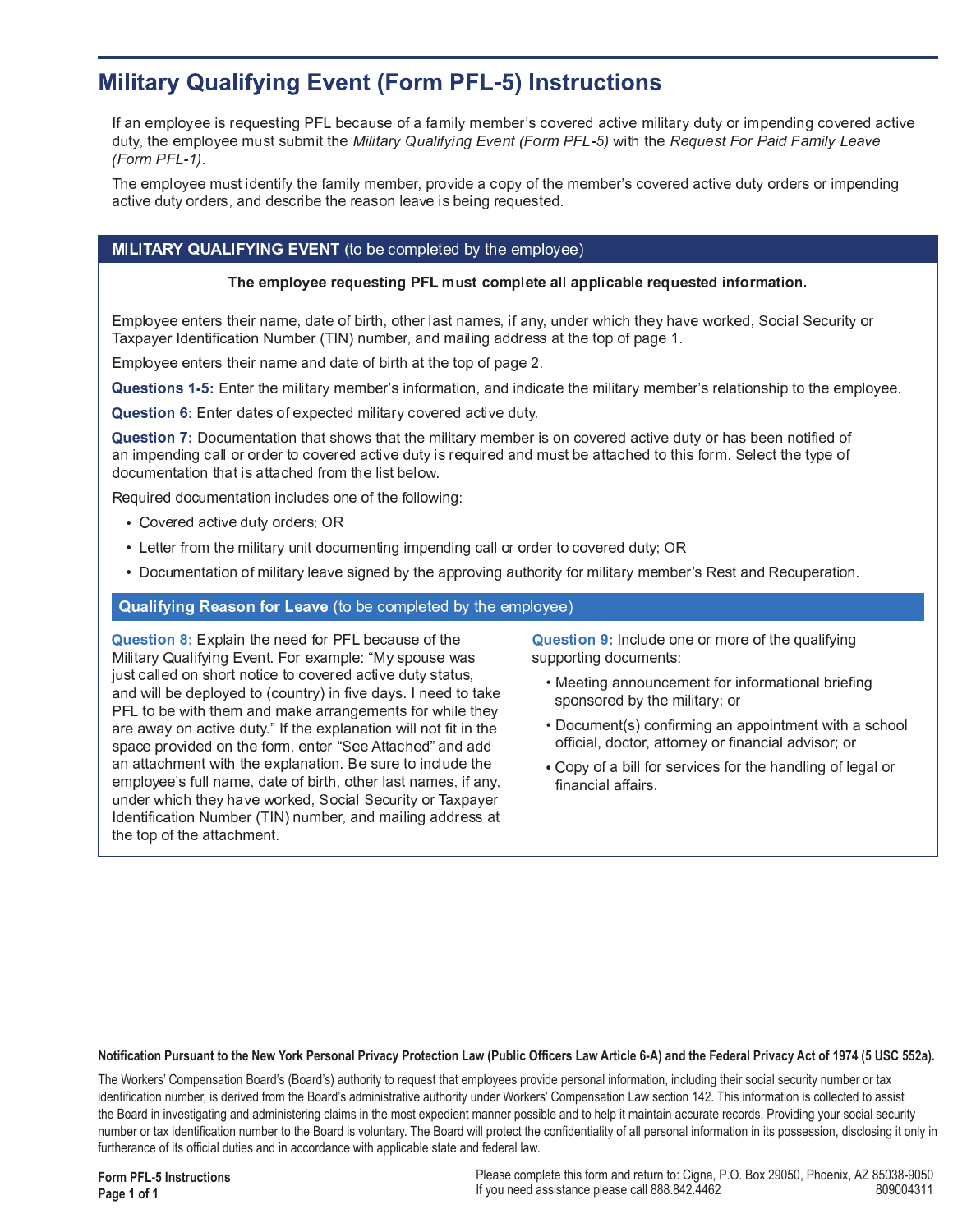# Military Qualifying Event (Form PFL-5) Instructions

If an employee is requesting PFL because of a family member's covered active military duty or impending covered active duty, the employee must submit the *Military Qualifying Event (Form PFL-5)* with the *Request For Paid Family Leave (Form PFL-1).*

The employee must identify the family member, provide a copy of the member's covered active duty orders or impending active duty orders, and describe the reason leave is being requested.

## MILITARY QUALIFYING EVENT (to be completed by the employee)

**The employee requesting PFL must complete all applicable requested information.**

Employee enters their name, date of birth, other last names, if any, under which they have worked, Social Security or Taxpayer Identification Number (TIN) number, and mailing address at the top of page 1.

Employee enters their name and date of birth at the top of page 2.

**Questions 1-5:** Enter the military member's information, and indicate the military member's relationship to the employee.

**Question 6:** Enter dates of expected military covered active duty.

**Question 7:** Documentation that shows that the military member is on covered active duty or has been notified of an impending call or order to covered active duty is required and must be attached to this form. Select the type of documentation that is attached from the list below.

Required documentation includes one of the following:

- Covered active duty orders; OR
- Letter from the military unit documenting impending call or order to covered duty; OR
- Documentation of military leave signed by the approving authority for military member's Rest and Recuperation.

### Qualifying Reason for Leave (to be completed by the employee)

**Question 8:** Explain the need for PFL because of the Military Qualifying Event. For example: "My spouse was just called on short notice to covered active duty status, and will be deployed to (country) in five days. I need to take PFL to be with them and make arrangements for while they are away on active duty." If the explanation will not fit in the space provided on the form, enter "See Attached" and add an attachment with the explanation. Be sure to include the employee's full name, date of birth, other last names, if any, under which they have worked, Social Security or Taxpayer Identification Number (TIN) number, and mailing address at the top of the attachment.

**Question 9:** Include one or more of the qualifying supporting documents:

- Meeting announcement for informational briefing sponsored by the military; or
- Document(s) confirming an appointment with a school official, doctor, attorney or financial advisor; or
- Copy of a bill for services for the handling of legal or financial affairs.

**Notification Pursuant to the New York Personal Privacy Protection Law (Public Officers Law Article 6-A) and the Federal Privacy Act of 1974 (5 USC 552a).**

The Workers' Compensation Board's (Board's) authority to request that employees provide personal information, including their social security number or tax identification number, is derived from the Board's administrative authority under Workers' Compensation Law section 142. This information is collected to assist the Board in investigating and administering claims in the most expedient manner possible and to help it maintain accurate records. Providing your social security number or tax identification number to the Board is voluntary. The Board will protect the confidentiality of all personal information in its possession, disclosing it only in furtherance of its official duties and in accordance with applicable state and federal law.

**Form PFL-5 Instructions**

Please complete this form and return to: Cigna, P.O. Box 29050, Phoenix, AZ 85038-9050
If you need assistance please call 888.842.4462

809004311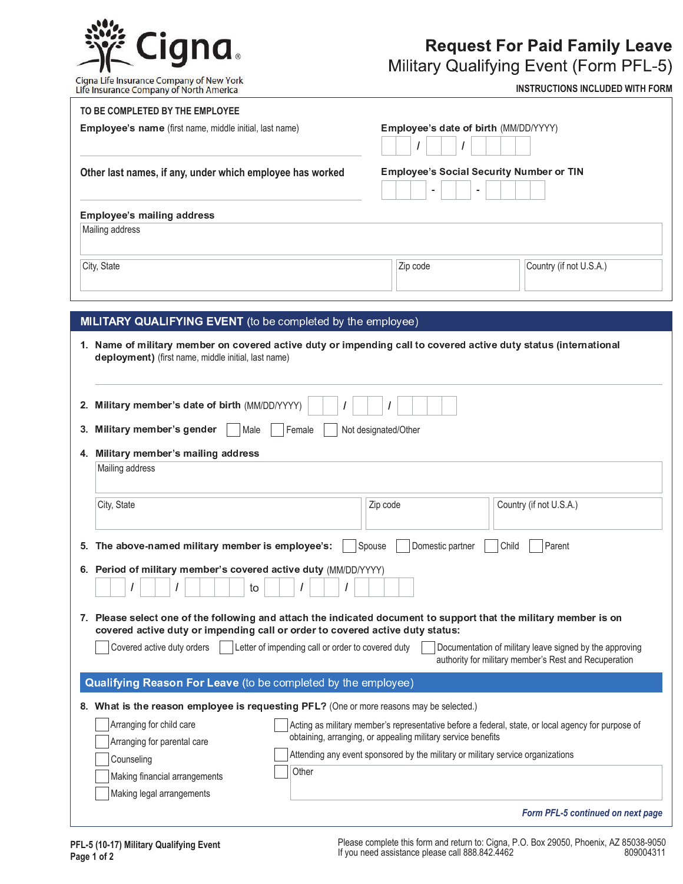Cigna

Cigna Life Insurance Company of New York
Life Insurance Company of North America

# Request For Paid Family Leave
## Military Qualifying Event (Form PFL-5)

**INSTRUCTIONS INCLUDED WITH FORM**

**TO BE COMPLETED BY THE EMPLOYEE**

**Employee's name** (first name, middle initial, last name)

**Employee's date of birth** (MM/DD/YYYY) ___ / ___ / ______

**Other last names, if any, under which employee has worked**

**Employee's Social Security Number or TIN** ___ - ___ - ____

**Employee's mailing address**

Mailing address

City, State | Zip code | Country (if not U.S.A.)

## MILITARY QUALIFYING EVENT (to be completed by the employee)

1. **Name of military member on covered active duty or impending call to covered active duty status (international deployment)** (first name, middle initial, last name)

2. **Military member's date of birth** (MM/DD/YYYY) ___ / ___ / ______

3. **Military member's gender** ☐ Male ☐ Female ☐ Not designated/Other

4. **Military member's mailing address**

   Mailing address

   City, State | Zip code | Country (if not U.S.A.)

5. **The above-named military member is employee's:** ☐ Spouse ☐ Domestic partner ☐ Child ☐ Parent

6. **Period of military member's covered active duty** (MM/DD/YYYY)

   ___ / ___ / ______ to ___ / ___ / ______

7. **Please select one of the following and attach the indicated document to support that the military member is on covered active duty or impending call or order to covered active duty status:**

   ☐ Covered active duty orders ☐ Letter of impending call or order to covered duty ☐ Documentation of military leave signed by the approving authority for military member's Rest and Recuperation

## Qualifying Reason For Leave (to be completed by the employee)

8. **What is the reason employee is requesting PFL?** (One or more reasons may be selected.)

   - ☐ Arranging for child care
   - ☐ Arranging for parental care
   - ☐ Counseling
   - ☐ Making financial arrangements
   - ☐ Making legal arrangements
   - ☐ Acting as military member's representative before a federal, state, or local agency for purpose of obtaining, arranging, or appealing military service benefits
   - ☐ Attending any event sponsored by the military or military service organizations
   - ☐ Other

*Form PFL-5 continued on next page*

PFL-5 (10-17) Military Qualifying Event

Please complete this form and return to: Cigna, P.O. Box 29050, Phoenix, AZ 85038-9050
If you need assistance please call 888.842.4462

809004311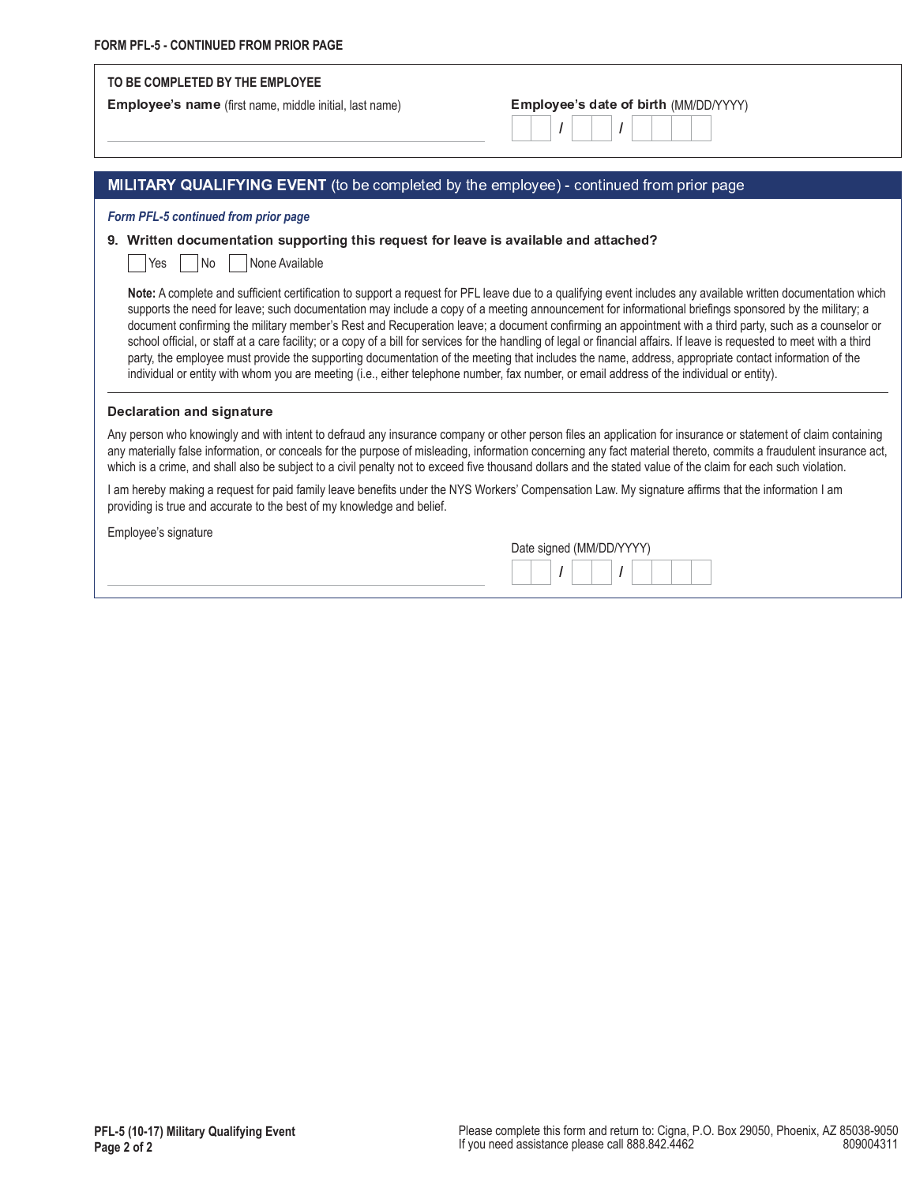FORM PFL-5 - CONTINUED FROM PRIOR PAGE

**TO BE COMPLETED BY THE EMPLOYEE**

**Employee's name** (first name, middle initial, last name)

**Employee's date of birth** (MM/DD/YYYY)
__ __ / __ __ / __ __ __ __

## MILITARY QUALIFYING EVENT (to be completed by the employee) - continued from prior page

*Form PFL-5 continued from prior page*

**9. Written documentation supporting this request for leave is available and attached?**

☐ Yes ☐ No ☐ None Available

**Note:** A complete and sufficient certification to support a request for PFL leave due to a qualifying event includes any available written documentation which supports the need for leave; such documentation may include a copy of a meeting announcement for informational briefings sponsored by the military; a document confirming the military member's Rest and Recuperation leave; a document confirming an appointment with a third party, such as a counselor or school official, or staff at a care facility; or a copy of a bill for services for the handling of legal or financial affairs. If leave is requested to meet with a third party, the employee must provide the supporting documentation of the meeting that includes the name, address, appropriate contact information of the individual or entity with whom you are meeting (i.e., either telephone number, fax number, or email address of the individual or entity).

### Declaration and signature

Any person who knowingly and with intent to defraud any insurance company or other person files an application for insurance or statement of claim containing any materially false information, or conceals for the purpose of misleading, information concerning any fact material thereto, commits a fraudulent insurance act, which is a crime, and shall also be subject to a civil penalty not to exceed five thousand dollars and the stated value of the claim for each such violation.

I am hereby making a request for paid family leave benefits under the NYS Workers' Compensation Law. My signature affirms that the information I am providing is true and accurate to the best of my knowledge and belief.

Employee's signature

Date signed (MM/DD/YYYY)
__ __ / __ __ / __ __ __ __

PFL-5 (10-17) Military Qualifying Event

Please complete this form and return to: Cigna, P.O. Box 29050, Phoenix, AZ 85038-9050
If you need assistance please call 888.842.4462
809004311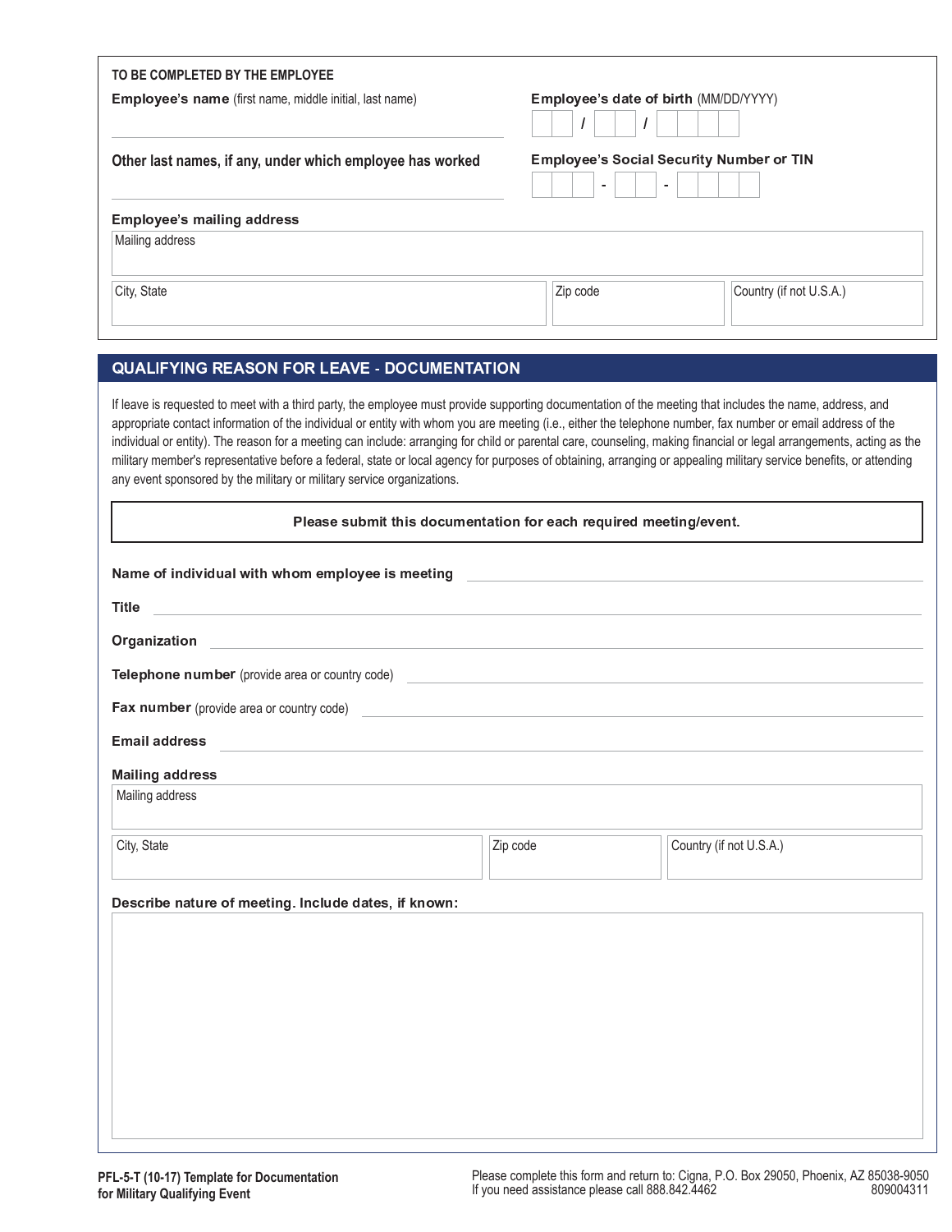**TO BE COMPLETED BY THE EMPLOYEE**

**Employee's name** (first name, middle initial, last name)

**Employee's date of birth** (MM/DD/YYYY)

\_\_ \_\_ / \_\_ \_\_ / \_\_ \_\_ \_\_ \_\_

**Other last names, if any, under which employee has worked**

**Employee's Social Security Number or TIN**

\_\_ \_\_ \_\_ - \_\_ \_\_ - \_\_ \_\_ \_\_ \_\_

**Employee's mailing address**

| Mailing address | | |
|---|---|---|
| City, State | Zip code | Country (if not U.S.A.) |

## QUALIFYING REASON FOR LEAVE - DOCUMENTATION

If leave is requested to meet with a third party, the employee must provide supporting documentation of the meeting that includes the name, address, and appropriate contact information of the individual or entity with whom you are meeting (i.e., either the telephone number, fax number or email address of the individual or entity). The reason for a meeting can include: arranging for child or parental care, counseling, making financial or legal arrangements, acting as the military member's representative before a federal, state or local agency for purposes of obtaining, arranging or appealing military service benefits, or attending any event sponsored by the military or military service organizations.

**Please submit this documentation for each required meeting/event.**

**Name of individual with whom employee is meeting** \_\_\_\_\_\_\_\_\_\_\_\_\_\_\_\_

**Title** \_\_\_\_\_\_\_\_\_\_\_\_\_\_\_\_

**Organization** \_\_\_\_\_\_\_\_\_\_\_\_\_\_\_\_

**Telephone number** (provide area or country code) \_\_\_\_\_\_\_\_\_\_\_\_\_\_\_\_

**Fax number** (provide area or country code) \_\_\_\_\_\_\_\_\_\_\_\_\_\_\_\_

**Email address** \_\_\_\_\_\_\_\_\_\_\_\_\_\_\_\_

**Mailing address**

| Mailing address | | |
|---|---|---|
| City, State | Zip code | Country (if not U.S.A.) |

**Describe nature of meeting. Include dates, if known:**

**PFL-5-T (10-17) Template for Documentation for Military Qualifying Event**

Please complete this form and return to: Cigna, P.O. Box 29050, Phoenix, AZ 85038-9050
If you need assistance please call 888.842.4462

809004311